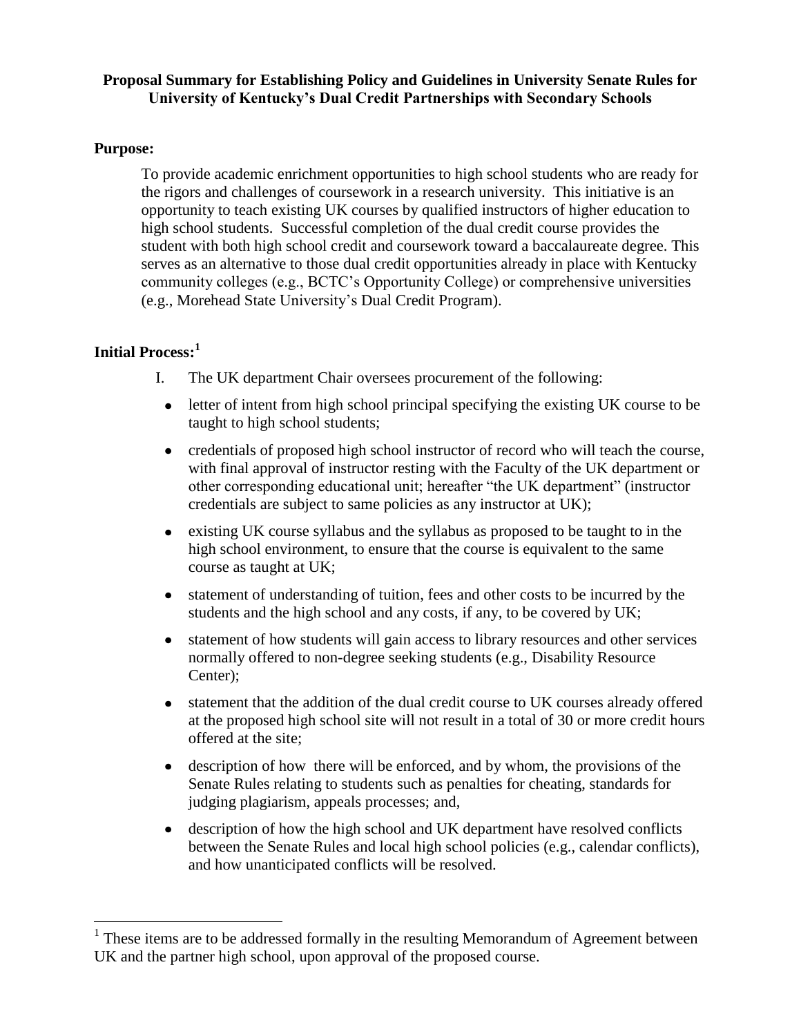**Proposal Summary for Establishing Policy and Guidelines in University Senate Rules for University of Kentucky's Dual Credit Partnerships with Secondary Schools**

**Purpose:**

To provide academic enrichment opportunities to high school students who are ready for the rigors and challenges of coursework in a research university. This initiative is an opportunity to teach existing UK courses by qualified instructors of higher education to high school students. Successful completion of the dual credit course provides the student with both high school credit and coursework toward a baccalaureate degree. This serves as an alternative to those dual credit opportunities already in place with Kentucky community colleges (e.g., BCTC's Opportunity College) or comprehensive universities (e.g., Morehead State University's Dual Credit Program).

**Initial Process:**[1]

I. The UK department Chair oversees procurement of the following:

- letter of intent from high school principal specifying the existing UK course to be taught to high school students;
- credentials of proposed high school instructor of record who will teach the course, with final approval of instructor resting with the Faculty of the UK department or other corresponding educational unit; hereafter "the UK department" (instructor credentials are subject to same policies as any instructor at UK);
- existing UK course syllabus and the syllabus as proposed to be taught to in the high school environment, to ensure that the course is equivalent to the same course as taught at UK;
- statement of understanding of tuition, fees and other costs to be incurred by the students and the high school and any costs, if any, to be covered by UK;
- statement of how students will gain access to library resources and other services normally offered to non-degree seeking students (e.g., Disability Resource Center);
- statement that the addition of the dual credit course to UK courses already offered at the proposed high school site will not result in a total of 30 or more credit hours offered at the site;
- description of how there will be enforced, and by whom, the provisions of the Senate Rules relating to students such as penalties for cheating, standards for judging plagiarism, appeals processes; and,
- description of how the high school and UK department have resolved conflicts between the Senate Rules and local high school policies (e.g., calendar conflicts), and how unanticipated conflicts will be resolved.

---

[1] These items are to be addressed formally in the resulting Memorandum of Agreement between UK and the partner high school, upon approval of the proposed course.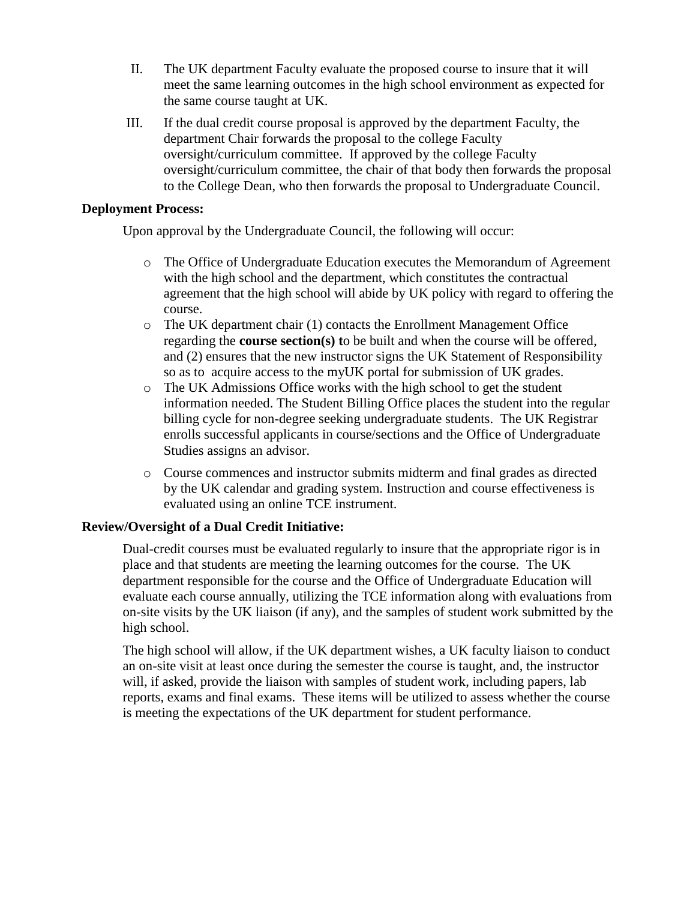II. The UK department Faculty evaluate the proposed course to insure that it will meet the same learning outcomes in the high school environment as expected for the same course taught at UK.

III. If the dual credit course proposal is approved by the department Faculty, the department Chair forwards the proposal to the college Faculty oversight/curriculum committee. If approved by the college Faculty oversight/curriculum committee, the chair of that body then forwards the proposal to the College Dean, who then forwards the proposal to Undergraduate Council.

**Deployment Process:**

Upon approval by the Undergraduate Council, the following will occur:

- The Office of Undergraduate Education executes the Memorandum of Agreement with the high school and the department, which constitutes the contractual agreement that the high school will abide by UK policy with regard to offering the course.
- The UK department chair (1) contacts the Enrollment Management Office regarding the **course section(s) t**o be built and when the course will be offered, and (2) ensures that the new instructor signs the UK Statement of Responsibility so as to acquire access to the myUK portal for submission of UK grades.
- The UK Admissions Office works with the high school to get the student information needed. The Student Billing Office places the student into the regular billing cycle for non-degree seeking undergraduate students. The UK Registrar enrolls successful applicants in course/sections and the Office of Undergraduate Studies assigns an advisor.
- Course commences and instructor submits midterm and final grades as directed by the UK calendar and grading system. Instruction and course effectiveness is evaluated using an online TCE instrument.

**Review/Oversight of a Dual Credit Initiative:**

Dual-credit courses must be evaluated regularly to insure that the appropriate rigor is in place and that students are meeting the learning outcomes for the course. The UK department responsible for the course and the Office of Undergraduate Education will evaluate each course annually, utilizing the TCE information along with evaluations from on-site visits by the UK liaison (if any), and the samples of student work submitted by the high school.

The high school will allow, if the UK department wishes, a UK faculty liaison to conduct an on-site visit at least once during the semester the course is taught, and, the instructor will, if asked, provide the liaison with samples of student work, including papers, lab reports, exams and final exams. These items will be utilized to assess whether the course is meeting the expectations of the UK department for student performance.